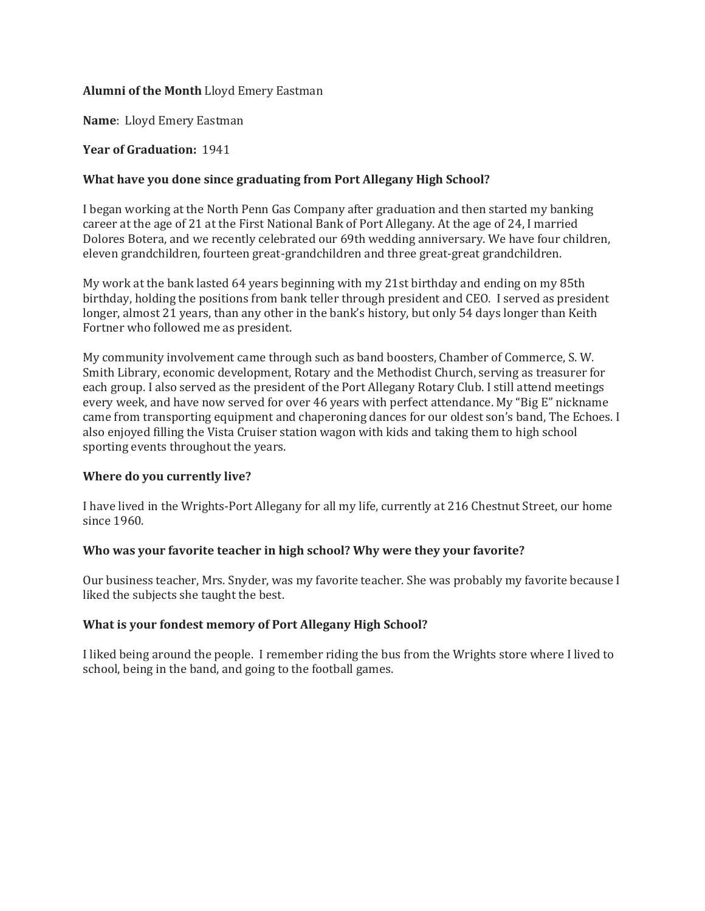**Alumni of the Month** Lloyd Emery Eastman

**Name**: Lloyd Emery Eastman

**Year of Graduation:** 1941

**What have you done since graduating from Port Allegany High School?**

I began working at the North Penn Gas Company after graduation and then started my banking career at the age of 21 at the First National Bank of Port Allegany. At the age of 24, I married Dolores Botera, and we recently celebrated our 69th wedding anniversary. We have four children, eleven grandchildren, fourteen great-grandchildren and three great-great grandchildren.

My work at the bank lasted 64 years beginning with my 21st birthday and ending on my 85th birthday, holding the positions from bank teller through president and CEO. I served as president longer, almost 21 years, than any other in the bank's history, but only 54 days longer than Keith Fortner who followed me as president.

My community involvement came through such as band boosters, Chamber of Commerce, S. W. Smith Library, economic development, Rotary and the Methodist Church, serving as treasurer for each group. I also served as the president of the Port Allegany Rotary Club. I still attend meetings every week, and have now served for over 46 years with perfect attendance. My "Big E" nickname came from transporting equipment and chaperoning dances for our oldest son's band, The Echoes. I also enjoyed filling the Vista Cruiser station wagon with kids and taking them to high school sporting events throughout the years.

**Where do you currently live?**

I have lived in the Wrights-Port Allegany for all my life, currently at 216 Chestnut Street, our home since 1960.

**Who was your favorite teacher in high school? Why were they your favorite?**

Our business teacher, Mrs. Snyder, was my favorite teacher. She was probably my favorite because I liked the subjects she taught the best.

**What is your fondest memory of Port Allegany High School?**

I liked being around the people. I remember riding the bus from the Wrights store where I lived to school, being in the band, and going to the football games.